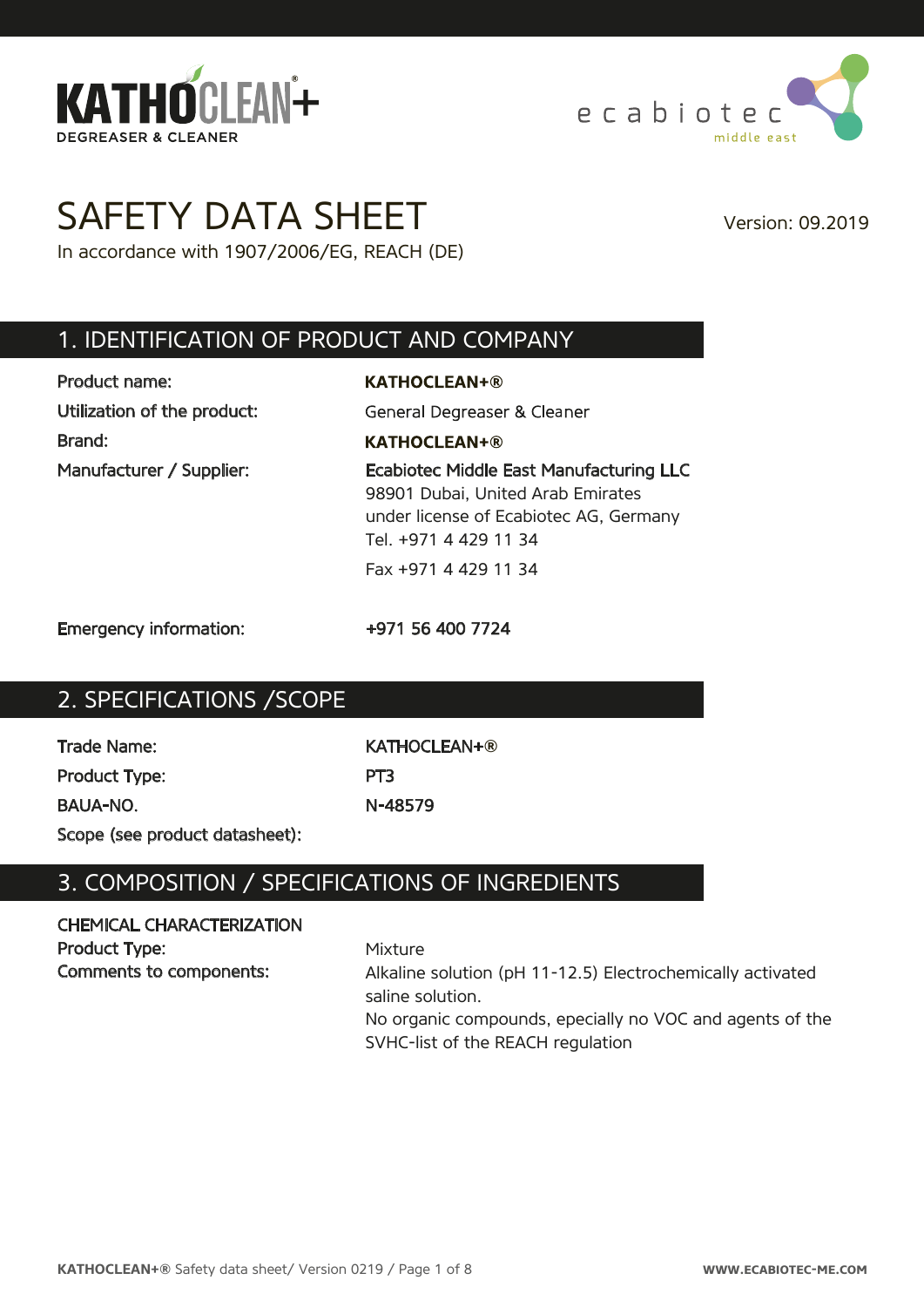KATHOCLEAN+®
DEGREASER & CLEANER

ecabiotec
middle east

# SAFETY DATA SHEET

In accordance with 1907/2006/EG, REACH (DE)

Version: 09.2019

## 1. IDENTIFICATION OF PRODUCT AND COMPANY

| | |
|---|---|
| Product name: | **KATHOCLEAN+®** |
| Utilization of the product: | General Degreaser & Cleaner |
| Brand: | **KATHOCLEAN+®** |
| Manufacturer / Supplier: | Ecabiotec Middle East Manufacturing LLC<br>98901 Dubai, United Arab Emirates<br>under license of Ecabiotec AG, Germany<br>Tel. +971 4 429 11 34<br>Fax +971 4 429 11 34 |
| Emergency information: | +971 56 400 7724 |

## 2. SPECIFICATIONS /SCOPE

| | |
|---|---|
| Trade Name: | KATHOCLEAN+® |
| Product Type: | PT3 |
| BAUA-NO. | N-48579 |
| Scope (see product datasheet): | |

## 3. COMPOSITION / SPECIFICATIONS OF INGREDIENTS

CHEMICAL CHARACTERIZATION

| | |
|---|---|
| Product Type: | Mixture |
| Comments to components: | Alkaline solution (pH 11-12.5) Electrochemically activated saline solution.<br>No organic compounds, epecially no VOC and agents of the SVHC-list of the REACH regulation |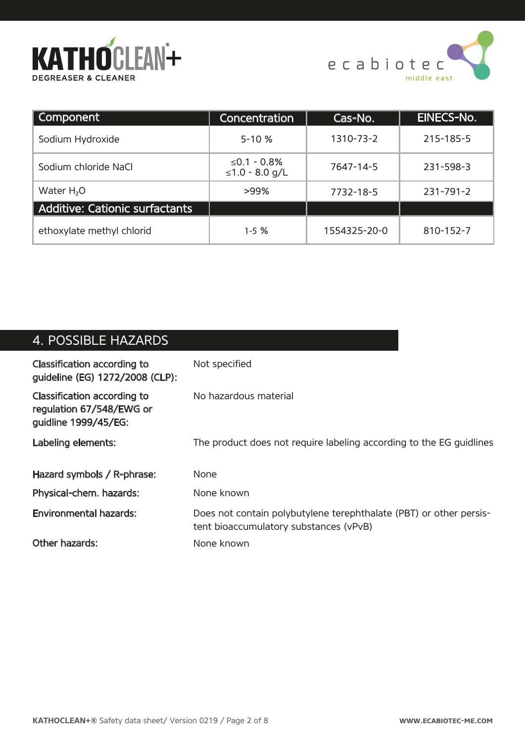| Component | Concentration | Cas-No. | EINECS-No. |
|---|---|---|---|
| Sodium Hydroxide | 5-10 % | 1310-73-2 | 215-185-5 |
| Sodium chloride NaCl | ≤0.1 - 0.8%<br>≤1.0 - 8.0 g/L | 7647-14-5 | 231-598-3 |
| Water $H_2O$ | >99% | 7732-18-5 | 231-791-2 |
| **Additive: Cationic surfactants** | | | |
| ethoxylate methyl chlorid | 1-5 % | 1554325-20-0 | 810-152-7 |

## 4. POSSIBLE HAZARDS

**Classification according to guideline (EG) 1272/2008 (CLP):** Not specified

**Classification according to regulation 67/548/EWG or guidline 1999/45/EG:** No hazardous material

**Labeling elements:** The product does not require labeling according to the EG guidlines

**Hazard symbols / R-phrase:** None

**Physical-chem. hazards:** None known

**Environmental hazards:** Does not contain polybutylene terephthalate (PBT) or other persistent bioaccumulatory substances (vPvB)

**Other hazards:** None known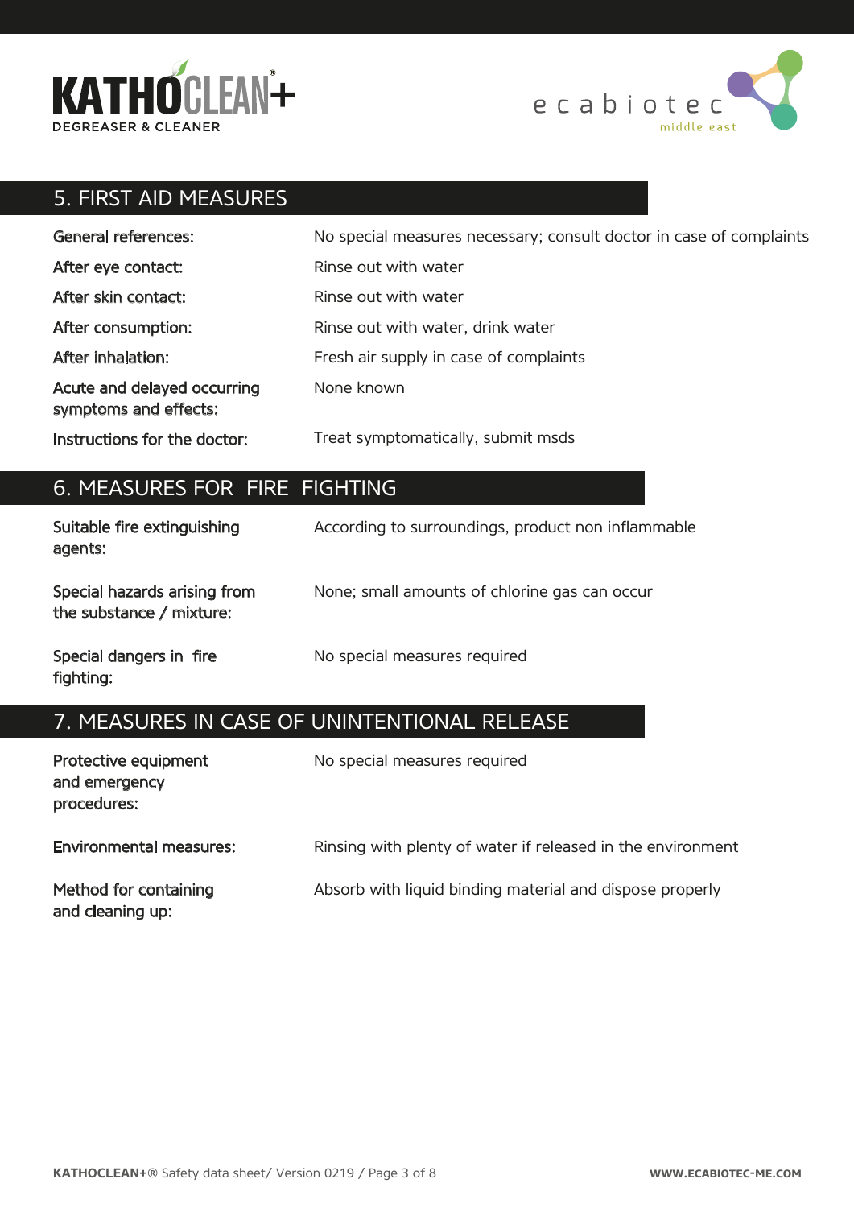## 5. FIRST AID MEASURES

| | |
|---|---|
| General references: | No special measures necessary; consult doctor in case of complaints |
| After eye contact: | Rinse out with water |
| After skin contact: | Rinse out with water |
| After consumption: | Rinse out with water, drink water |
| After inhalation: | Fresh air supply in case of complaints |
| Acute and delayed occurring symptoms and effects: | None known |
| Instructions for the doctor: | Treat symptomatically, submit msds |

## 6. MEASURES FOR FIRE FIGHTING

| | |
|---|---|
| Suitable fire extinguishing agents: | According to surroundings, product non inflammable |
| Special hazards arising from the substance / mixture: | None; small amounts of chlorine gas can occur |
| Special dangers in fire fighting: | No special measures required |

## 7. MEASURES IN CASE OF UNINTENTIONAL RELEASE

| | |
|---|---|
| Protective equipment and emergency procedures: | No special measures required |
| Environmental measures: | Rinsing with plenty of water if released in the environment |
| Method for containing and cleaning up: | Absorb with liquid binding material and dispose properly |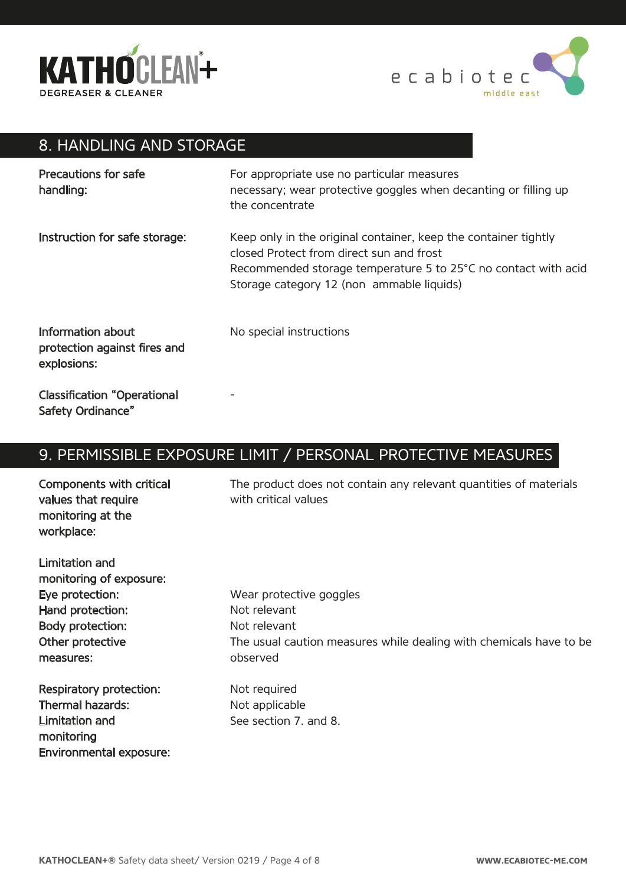## 8. HANDLING AND STORAGE

| | |
|---|---|
| Precautions for safe handling: | For appropriate use no particular measures necessary; wear protective goggles when decanting or filling up the concentrate |
| Instruction for safe storage: | Keep only in the original container, keep the container tightly closed Protect from direct sun and frost<br>Recommended storage temperature 5 to 25°C no contact with acid<br>Storage category 12 (non  ammable liquids) |
| Information about protection against fires and explosions: | No special instructions |
| Classification "Operational Safety Ordinance" | - |

## 9. PERMISSIBLE EXPOSURE LIMIT / PERSONAL PROTECTIVE MEASURES

| | |
|---|---|
| Components with critical values that require monitoring at the workplace: | The product does not contain any relevant quantities of materials with critical values |
| Limitation and monitoring of exposure: | |
| Eye protection: | Wear protective goggles |
| Hand protection: | Not relevant |
| Body protection: | Not relevant |
| Other protective measures: | The usual caution measures while dealing with chemicals have to be observed |
| Respiratory protection: | Not required |
| Thermal hazards: | Not applicable |
| Limitation and monitoring Environmental exposure: | See section 7. and 8. |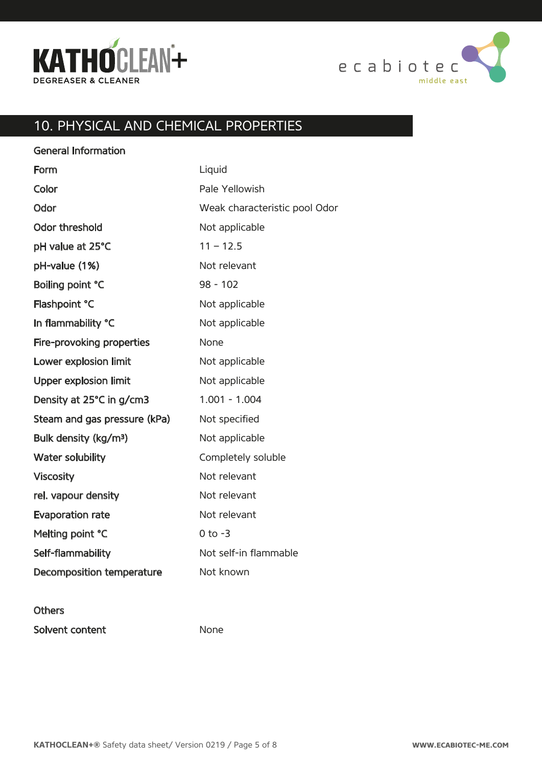## 10. PHYSICAL AND CHEMICAL PROPERTIES

**General Information**

| | |
|---|---|
| Form | Liquid |
| Color | Pale Yellowish |
| Odor | Weak characteristic pool Odor |
| Odor threshold | Not applicable |
| pH value at 25°C | 11 – 12.5 |
| pH-value (1%) | Not relevant |
| Boiling point °C | 98 - 102 |
| Flashpoint °C | Not applicable |
| In flammability °C | Not applicable |
| Fire-provoking properties | None |
| Lower explosion limit | Not applicable |
| Upper explosion limit | Not applicable |
| Density at 25°C in g/cm3 | 1.001 - 1.004 |
| Steam and gas pressure (kPa) | Not specified |
| Bulk density (kg/m³) | Not applicable |
| Water solubility | Completely soluble |
| Viscosity | Not relevant |
| rel. vapour density | Not relevant |
| Evaporation rate | Not relevant |
| Melting point °C | 0 to -3 |
| Self-flammability | Not self-in flammable |
| Decomposition temperature | Not known |

**Others**

| | |
|---|---|
| Solvent content | None |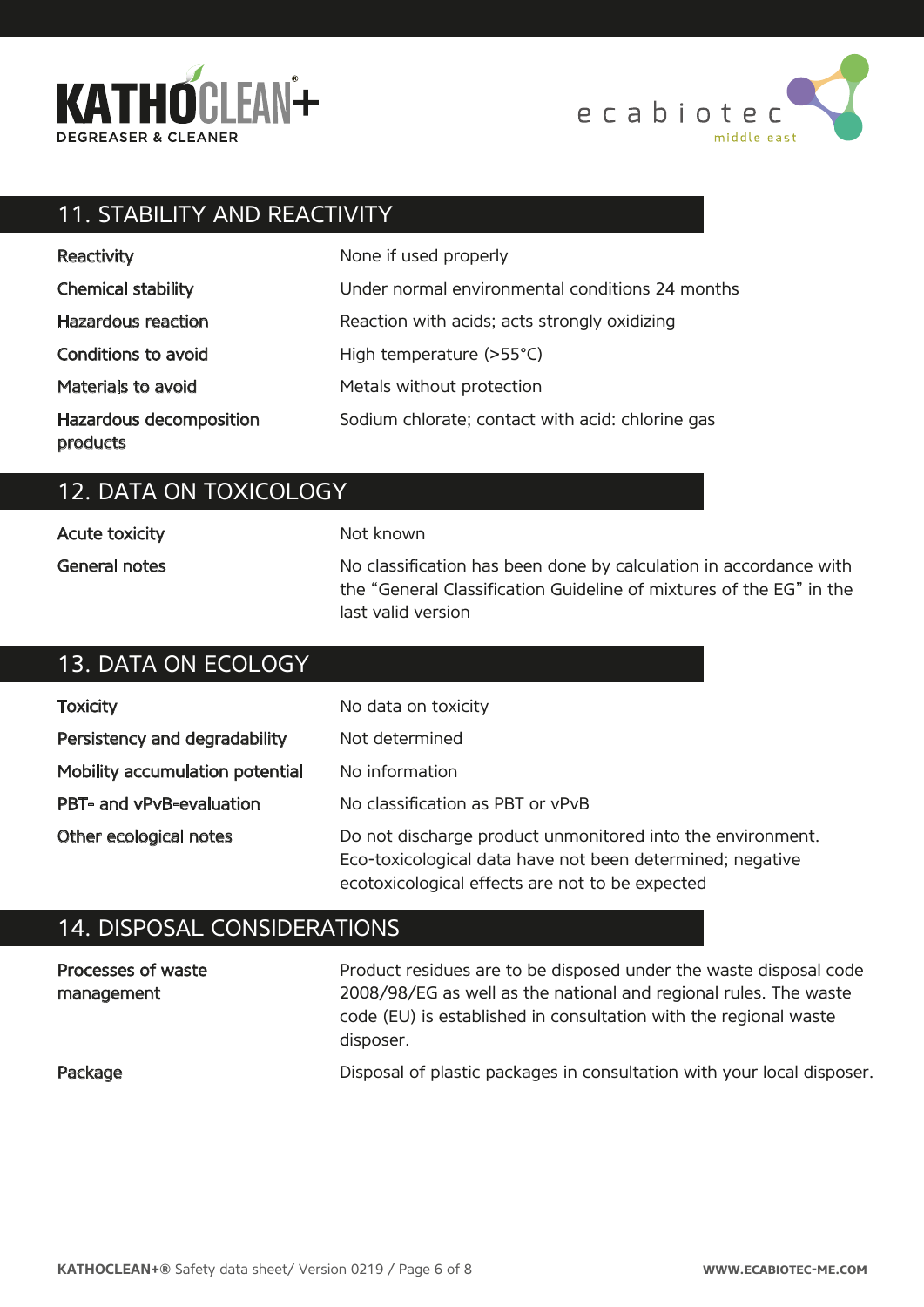## 11. STABILITY AND REACTIVITY

| | |
|---|---|
| Reactivity | None if used properly |
| Chemical stability | Under normal environmental conditions 24 months |
| Hazardous reaction | Reaction with acids; acts strongly oxidizing |
| Conditions to avoid | High temperature (>55°C) |
| Materials to avoid | Metals without protection |
| Hazardous decomposition products | Sodium chlorate; contact with acid: chlorine gas |

## 12. DATA ON TOXICOLOGY

| | |
|---|---|
| Acute toxicity | Not known |
| General notes | No classification has been done by calculation in accordance with the "General Classification Guideline of mixtures of the EG" in the last valid version |

## 13. DATA ON ECOLOGY

| | |
|---|---|
| Toxicity | No data on toxicity |
| Persistency and degradability | Not determined |
| Mobility accumulation potential | No information |
| PBT- and vPvB-evaluation | No classification as PBT or vPvB |
| Other ecological notes | Do not discharge product unmonitored into the environment. Eco-toxicological data have not been determined; negative ecotoxicological effects are not to be expected |

## 14. DISPOSAL CONSIDERATIONS

| | |
|---|---|
| Processes of waste management | Product residues are to be disposed under the waste disposal code 2008/98/EG as well as the national and regional rules. The waste code (EU) is established in consultation with the regional waste disposer. |
| Package | Disposal of plastic packages in consultation with your local disposer. |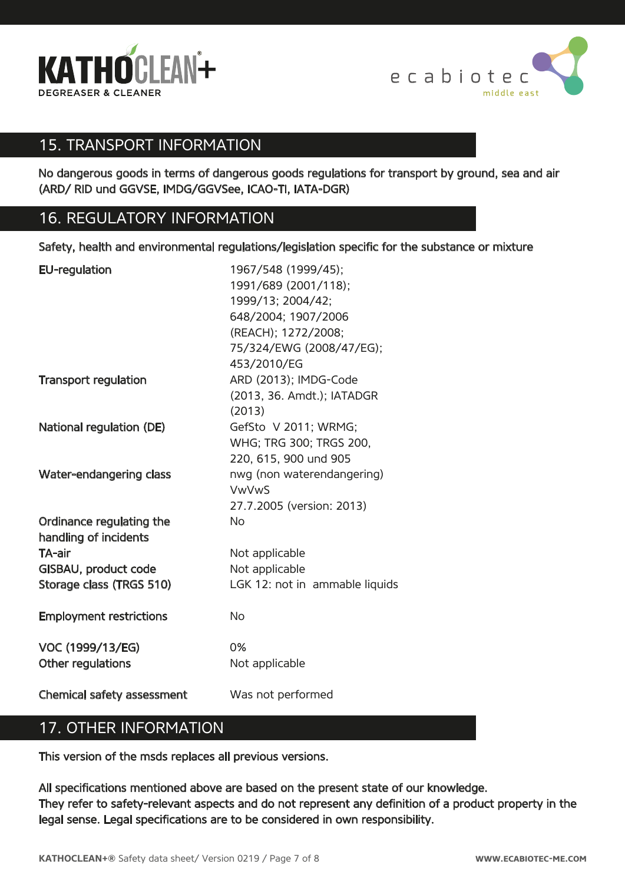KATHOCLEAN+®

DEGREASER & CLEANER

ecabiotec middle east

## 15. TRANSPORT INFORMATION

No dangerous goods in terms of dangerous goods regulations for transport by ground, sea and air (ARD/ RID und GGVSE, IMDG/GGVSee, ICAO-TI, IATA-DGR)

## 16. REGULATORY INFORMATION

Safety, health and environmental regulations/legislation specific for the substance or mixture

| | |
|---|---|
| EU-regulation | 1967/548 (1999/45); 1991/689 (2001/118); 1999/13; 2004/42; 648/2004; 1907/2006 (REACH); 1272/2008; 75/324/EWG (2008/47/EG); 453/2010/EG |
| Transport regulation | ARD (2013); IMDG-Code (2013, 36. Amdt.); IATADGR (2013) |
| National regulation (DE) | GefSto  V 2011; WRMG; WHG; TRG 300; TRGS 200, 220, 615, 900 und 905 |
| Water-endangering class | nwg (non waterendangering) VwVwS 27.7.2005 (version: 2013) |
| Ordinance regulating the handling of incidents | No |
| TA-air | Not applicable |
| GISBAU, product code | Not applicable |
| Storage class (TRGS 510) | LGK 12: not in  ammable liquids |
| Employment restrictions | No |
| VOC (1999/13/EG) | 0% |
| Other regulations | Not applicable |
| Chemical safety assessment | Was not performed |

## 17. OTHER INFORMATION

This version of the msds replaces all previous versions.

All specifications mentioned above are based on the present state of our knowledge. They refer to safety-relevant aspects and do not represent any definition of a product property in the legal sense. Legal specifications are to be considered in own responsibility.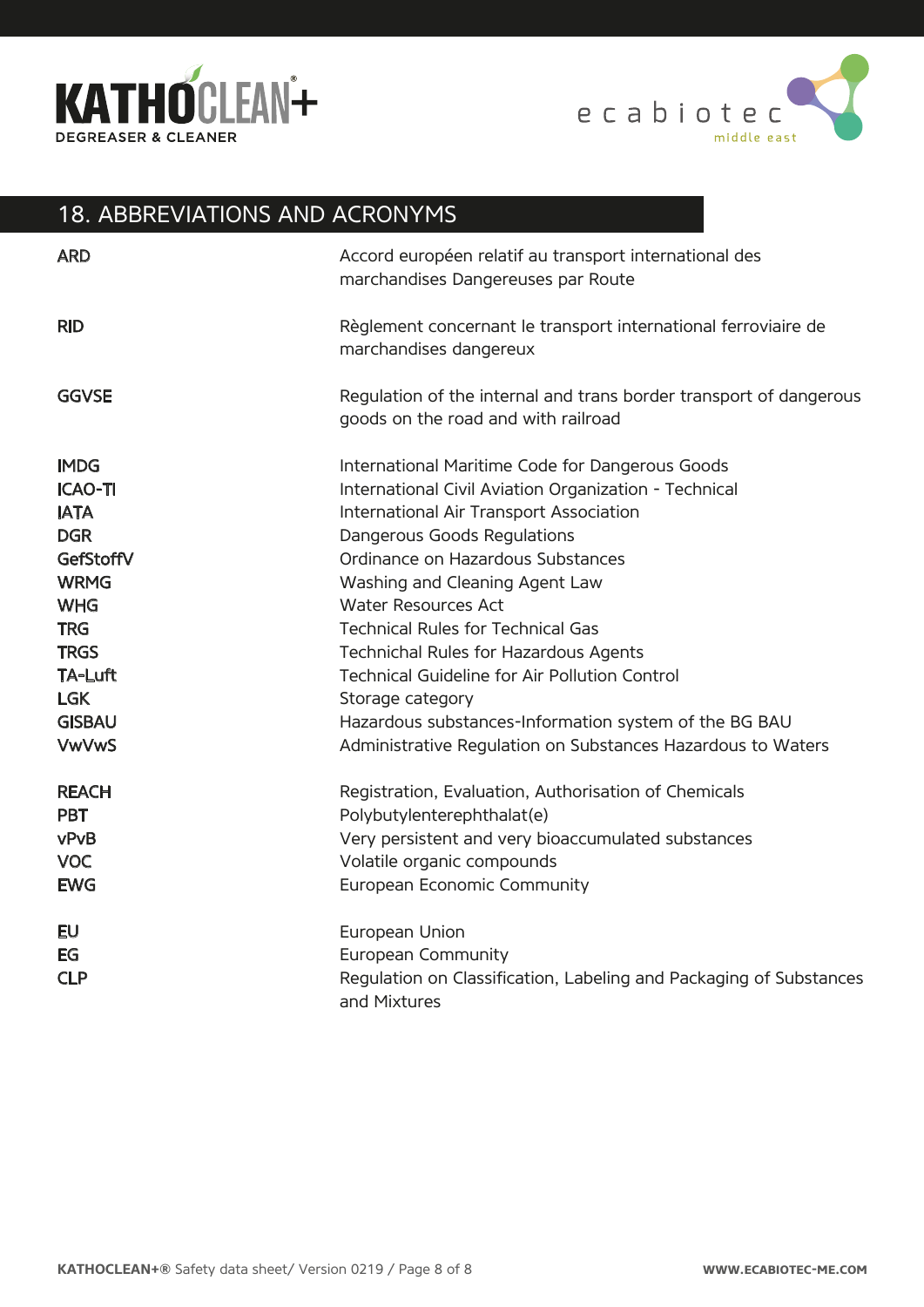## 18. ABBREVIATIONS AND ACRONYMS

| | |
|---|---|
| ARD | Accord européen relatif au transport international des marchandises Dangereuses par Route |
| RID | Règlement concernant le transport international ferroviaire de marchandises dangereux |
| GGVSE | Regulation of the internal and trans border transport of dangerous goods on the road and with railroad |
| IMDG | International Maritime Code for Dangerous Goods |
| ICAO-TI | International Civil Aviation Organization - Technical |
| IATA | International Air Transport Association |
| DGR | Dangerous Goods Regulations |
| GefStoffV | Ordinance on Hazardous Substances |
| WRMG | Washing and Cleaning Agent Law |
| WHG | Water Resources Act |
| TRG | Technical Rules for Technical Gas |
| TRGS | Technichal Rules for Hazardous Agents |
| TA-Luft | Technical Guideline for Air Pollution Control |
| LGK | Storage category |
| GISBAU | Hazardous substances-Information system of the BG BAU |
| VwVwS | Administrative Regulation on Substances Hazardous to Waters |
| REACH | Registration, Evaluation, Authorisation of Chemicals |
| PBT | Polybutylenterephthalat(e) |
| vPvB | Very persistent and very bioaccumulated substances |
| VOC | Volatile organic compounds |
| EWG | European Economic Community |
| EU | European Union |
| EG | European Community |
| CLP | Regulation on Classification, Labeling and Packaging of Substances and Mixtures |